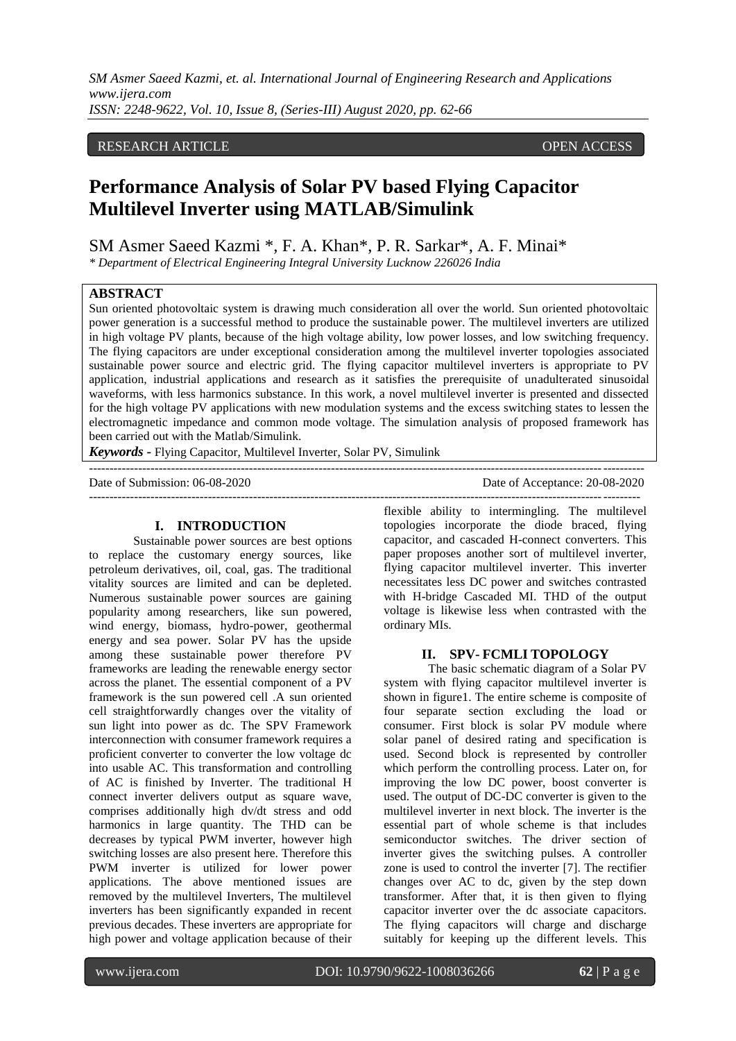RESEARCH ARTICLE OPEN ACCESS

# Performance Analysis of Solar PV based Flying Capacitor Multilevel Inverter using MATLAB/Simulink

SM Asmer Saeed Kazmi *, F. A. Khan*, P. R. Sarkar*, A. F. Minai*

*\* Department of Electrical Engineering Integral University Lucknow 226026 India*

## ABSTRACT

Sun oriented photovoltaic system is drawing much consideration all over the world. Sun oriented photovoltaic power generation is a successful method to produce the sustainable power. The multilevel inverters are utilized in high voltage PV plants, because of the high voltage ability, low power losses, and low switching frequency. The flying capacitors are under exceptional consideration among the multilevel inverter topologies associated sustainable power source and electric grid. The flying capacitor multilevel inverters is appropriate to PV application, industrial applications and research as it satisfies the prerequisite of unadulterated sinusoidal waveforms, with less harmonics substance. In this work, a novel multilevel inverter is presented and dissected for the high voltage PV applications with new modulation systems and the excess switching states to lessen the electromagnetic impedance and common mode voltage. The simulation analysis of proposed framework has been carried out with the Matlab/Simulink.

***Keywords -*** Flying Capacitor, Multilevel Inverter, Solar PV, Simulink

Date of Submission: 06-08-2020 Date of Acceptance: 20-08-2020

## I. INTRODUCTION

Sustainable power sources are best options to replace the customary energy sources, like petroleum derivatives, oil, coal, gas. The traditional vitality sources are limited and can be depleted. Numerous sustainable power sources are gaining popularity among researchers, like sun powered, wind energy, biomass, hydro-power, geothermal energy and sea power. Solar PV has the upside among these sustainable power therefore PV frameworks are leading the renewable energy sector across the planet. The essential component of a PV framework is the sun powered cell .A sun oriented cell straightforwardly changes over the vitality of sun light into power as dc. The SPV Framework interconnection with consumer framework requires a proficient converter to converter the low voltage dc into usable AC. This transformation and controlling of AC is finished by Inverter. The traditional H connect inverter delivers output as square wave, comprises additionally high dv/dt stress and odd harmonics in large quantity. The THD can be decreases by typical PWM inverter, however high switching losses are also present here. Therefore this PWM inverter is utilized for lower power applications. The above mentioned issues are removed by the multilevel Inverters, The multilevel inverters has been significantly expanded in recent previous decades. These inverters are appropriate for high power and voltage application because of their flexible ability to intermingling. The multilevel topologies incorporate the diode braced, flying capacitor, and cascaded H-connect converters. This paper proposes another sort of multilevel inverter, flying capacitor multilevel inverter. This inverter necessitates less DC power and switches contrasted with H-bridge Cascaded MI. THD of the output voltage is likewise less when contrasted with the ordinary MIs.

## II. SPV- FCMLI TOPOLOGY

The basic schematic diagram of a Solar PV system with flying capacitor multilevel inverter is shown in figure1. The entire scheme is composite of four separate section excluding the load or consumer. First block is solar PV module where solar panel of desired rating and specification is used. Second block is represented by controller which perform the controlling process. Later on, for improving the low DC power, boost converter is used. The output of DC-DC converter is given to the multilevel inverter in next block. The inverter is the essential part of whole scheme is that includes semiconductor switches. The driver section of inverter gives the switching pulses. A controller zone is used to control the inverter [7]. The rectifier changes over AC to dc, given by the step down transformer. After that, it is then given to flying capacitor inverter over the dc associate capacitors. The flying capacitors will charge and discharge suitably for keeping up the different levels. This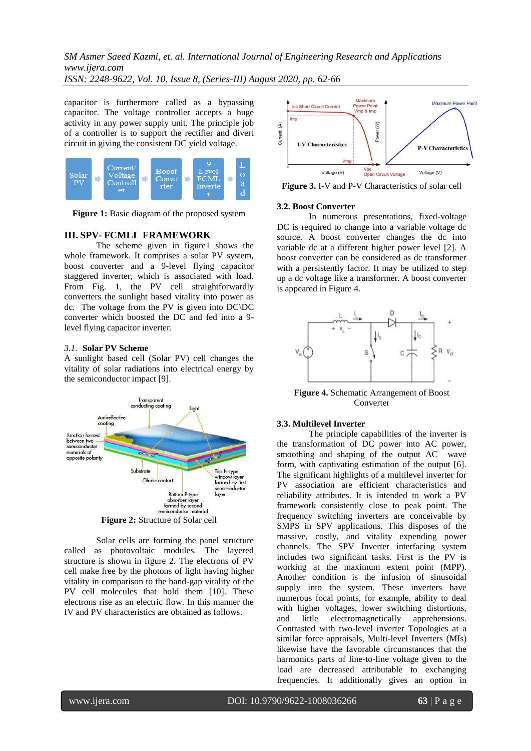capacitor is furthermore called as a bypassing capacitor. The voltage controller accepts a huge activity in any power supply unit. The principle job of a controller is to support the rectifier and divert circuit in giving the consistent DC yield voltage.

**Figure 1:** Basic diagram of the proposed system

## III. SPV- FCMLI FRAMEWORK

The scheme given in figure1 shows the whole framework. It comprises a solar PV system, boost converter and a 9-level flying capacitor staggered inverter, which is associated with load. From Fig. 1, the PV cell straightforwardly converters the sunlight based vitality into power as dc. The voltage from the PV is given into DC\DC converter which boosted the DC and fed into a 9-level flying capacitor inverter.

### *3.1.* Solar PV Scheme

A sunlight based cell (Solar PV) cell changes the vitality of solar radiations into electrical energy by the semiconductor impact [9].

**Figure 2:** Structure of Solar cell

Solar cells are forming the panel structure called as photovoltaic modules. The layered structure is shown in figure 2. The electrons of PV cell make free by the photons of light having higher vitality in comparison to the band-gap vitality of the PV cell molecules that hold them [10]. These electrons rise as an electric flow. In this manner the IV and PV characteristics are obtained as follows.

**Figure 3.** I-V and P-V Characteristics of solar cell

### 3.2. Boost Converter

In numerous presentations, fixed-voltage DC is required to change into a variable voltage dc source. A boost converter changes the dc into variable dc at a different higher power level [2]. A boost converter can be considered as dc transformer with a persistently factor. It may be utilized to step up a dc voltage like a transformer. A boost converter is appeared in Figure 4.

**Figure 4.** Schematic Arrangement of Boost Converter

### 3.3. Multilevel Inverter

The principle capabilities of the inverter is the transformation of DC power into AC power, smoothing and shaping of the output AC wave form, with captivating estimation of the output [6]. The significant highlights of a multilevel inverter for PV association are efficient characteristics and reliability attributes. It is intended to work a PV framework consistently close to peak point. The frequency switching inverters are conceivable by SMPS in SPV applications. This disposes of the massive, costly, and vitality expending power channels. The SPV Inverter interfacing system includes two significant tasks. First is the PV is working at the maximum extent point (MPP). Another condition is the infusion of sinusoidal supply into the system. These inverters have numerous focal points, for example, ability to deal with higher voltages, lower switching distortions, and little electromagnetically apprehensions. Contrasted with two-level inverter Topologies at a similar force appraisals, Multi-level Inverters (MIs) likewise have the favorable circumstances that the harmonics parts of line-to-line voltage given to the load are decreased attributable to exchanging frequencies. It additionally gives an option in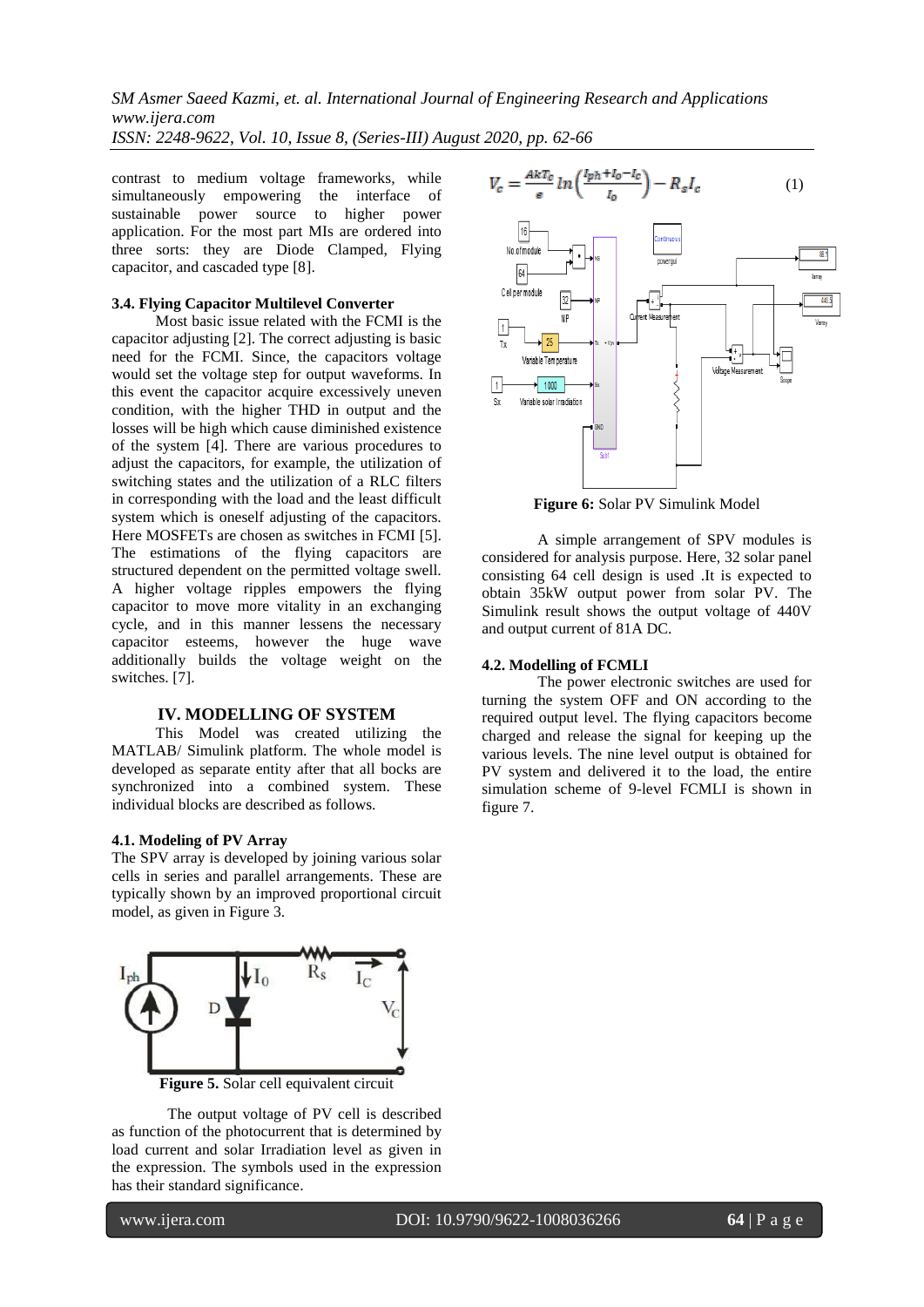contrast to medium voltage frameworks, while simultaneously empowering the interface of sustainable power source to higher power application. For the most part MIs are ordered into three sorts: they are Diode Clamped, Flying capacitor, and cascaded type [8].

### 3.4. Flying Capacitor Multilevel Converter

Most basic issue related with the FCMI is the capacitor adjusting [2]. The correct adjusting is basic need for the FCMI. Since, the capacitors voltage would set the voltage step for output waveforms. In this event the capacitor acquire excessively uneven condition, with the higher THD in output and the losses will be high which cause diminished existence of the system [4]. There are various procedures to adjust the capacitors, for example, the utilization of switching states and the utilization of a RLC filters in corresponding with the load and the least difficult system which is oneself adjusting of the capacitors. Here MOSFETs are chosen as switches in FCMI [5]. The estimations of the flying capacitors are structured dependent on the permitted voltage swell. A higher voltage ripples empowers the flying capacitor to move more vitality in an exchanging cycle, and in this manner lessens the necessary capacitor esteems, however the huge wave additionally builds the voltage weight on the switches. [7].

## IV. MODELLING OF SYSTEM

This Model was created utilizing the MATLAB/ Simulink platform. The whole model is developed as separate entity after that all bocks are synchronized into a combined system. These individual blocks are described as follows.

### 4.1. Modeling of PV Array

The SPV array is developed by joining various solar cells in series and parallel arrangements. These are typically shown by an improved proportional circuit model, as given in Figure 3.

**Figure 5.** Solar cell equivalent circuit

The output voltage of PV cell is described as function of the photocurrent that is determined by load current and solar Irradiation level as given in the expression. The symbols used in the expression has their standard significance.

$$V_c = \frac{AkT_c}{e} \ln\left(\frac{I_{ph} + I_0 - I_c}{I_0}\right) - R_s I_c \quad (1)$$

**Figure 6:** Solar PV Simulink Model

A simple arrangement of SPV modules is considered for analysis purpose. Here, 32 solar panel consisting 64 cell design is used .It is expected to obtain 35kW output power from solar PV. The Simulink result shows the output voltage of 440V and output current of 81A DC.

### 4.2. Modelling of FCMLI

The power electronic switches are used for turning the system OFF and ON according to the required output level. The flying capacitors become charged and release the signal for keeping up the various levels. The nine level output is obtained for PV system and delivered it to the load, the entire simulation scheme of 9-level FCMLI is shown in figure 7.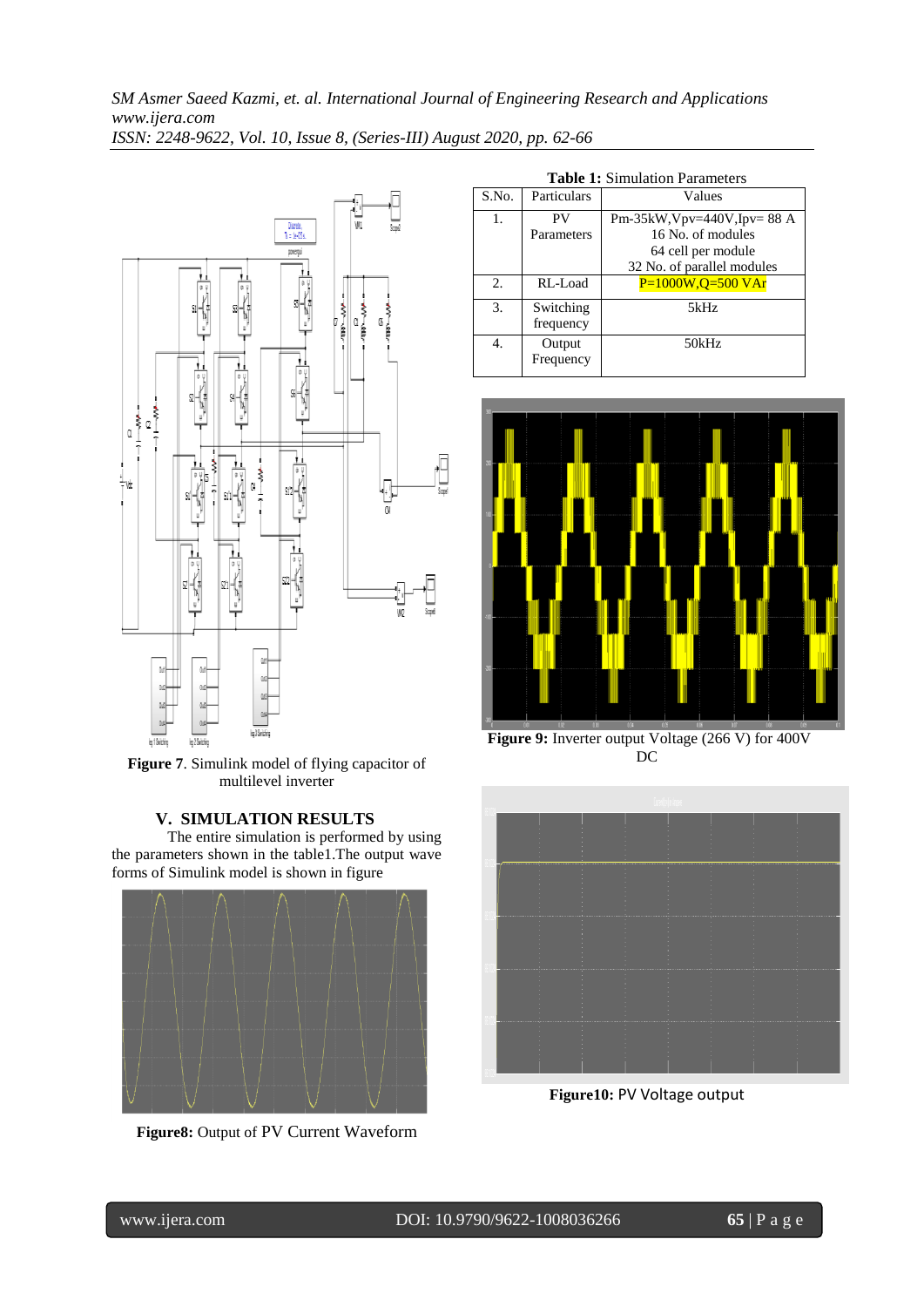**Figure 7**. Simulink model of flying capacitor of multilevel inverter

## V. SIMULATION RESULTS

The entire simulation is performed by using the parameters shown in the table1.The output wave forms of Simulink model is shown in figure

**Figure8:** Output of PV Current Waveform

**Table 1:** Simulation Parameters

| S.No. | Particulars | Values |
|---|---|---|
| 1. | PV Parameters | Pm-35kW,Vpv=440V,Ipv= 88 A 16 No. of modules 64 cell per module 32 No. of parallel modules |
| 2. | RL-Load | P=1000W,Q=500 VAr |
| 3. | Switching frequency | 5kHz |
| 4. | Output Frequency | 50kHz |

**Figure 9:** Inverter output Voltage (266 V) for 400V DC

**Figure10:** PV Voltage output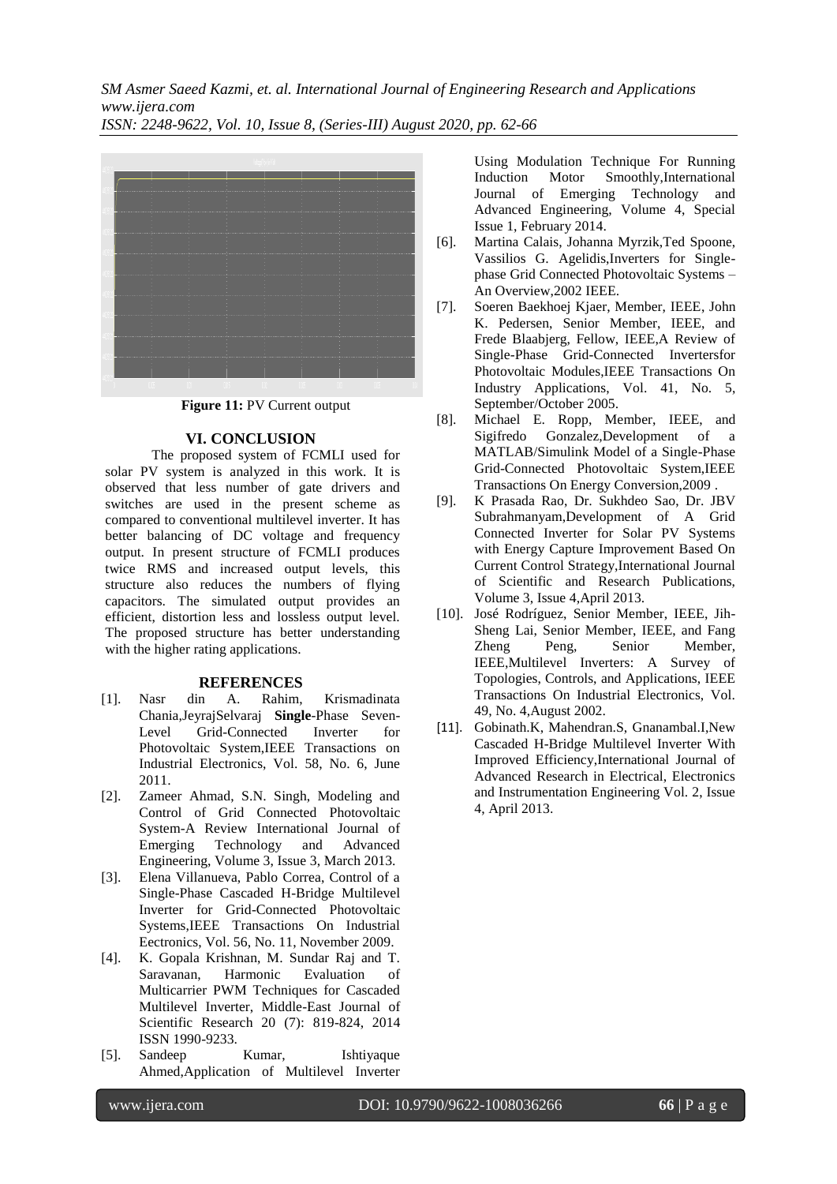Figure 11: PV Current output

## VI. CONCLUSION

The proposed system of FCMLI used for solar PV system is analyzed in this work. It is observed that less number of gate drivers and switches are used in the present scheme as compared to conventional multilevel inverter. It has better balancing of DC voltage and frequency output. In present structure of FCMLI produces twice RMS and increased output levels, this structure also reduces the numbers of flying capacitors. The simulated output provides an efficient, distortion less and lossless output level. The proposed structure has better understanding with the higher rating applications.

## REFERENCES

[1]. Nasr din A. Rahim, Krismadinata Chania,JeyrajSelvaraj **Single**-Phase Seven-Level Grid-Connected Inverter for Photovoltaic System,IEEE Transactions on Industrial Electronics, Vol. 58, No. 6, June 2011.

[2]. Zameer Ahmad, S.N. Singh, Modeling and Control of Grid Connected Photovoltaic System-A Review International Journal of Emerging Technology and Advanced Engineering, Volume 3, Issue 3, March 2013.

[3]. Elena Villanueva, Pablo Correa, Control of a Single-Phase Cascaded H-Bridge Multilevel Inverter for Grid-Connected Photovoltaic Systems,IEEE Transactions On Industrial Eectronics, Vol. 56, No. 11, November 2009.

[4]. K. Gopala Krishnan, M. Sundar Raj and T. Saravanan, Harmonic Evaluation of Multicarrier PWM Techniques for Cascaded Multilevel Inverter, Middle-East Journal of Scientific Research 20 (7): 819-824, 2014 ISSN 1990-9233.

[5]. Sandeep Kumar, Ishtiyaque Ahmed,Application of Multilevel Inverter Using Modulation Technique For Running Induction Motor Smoothly,International Journal of Emerging Technology and Advanced Engineering, Volume 4, Special Issue 1, February 2014.

[6]. Martina Calais, Johanna Myrzik,Ted Spoone, Vassilios G. Agelidis,Inverters for Single-phase Grid Connected Photovoltaic Systems – An Overview,2002 IEEE.

[7]. Soeren Baekhoej Kjaer, Member, IEEE, John K. Pedersen, Senior Member, IEEE, and Frede Blaabjerg, Fellow, IEEE,A Review of Single-Phase Grid-Connected Invertersfor Photovoltaic Modules,IEEE Transactions On Industry Applications, Vol. 41, No. 5, September/October 2005.

[8]. Michael E. Ropp, Member, IEEE, and Sigifredo Gonzalez,Development of a MATLAB/Simulink Model of a Single-Phase Grid-Connected Photovoltaic System,IEEE Transactions On Energy Conversion,2009 .

[9]. K Prasada Rao, Dr. Sukhdeo Sao, Dr. JBV Subrahmanyam,Development of A Grid Connected Inverter for Solar PV Systems with Energy Capture Improvement Based On Current Control Strategy,International Journal of Scientific and Research Publications, Volume 3, Issue 4,April 2013.

[10]. José Rodríguez, Senior Member, IEEE, Jih-Sheng Lai, Senior Member, IEEE, and Fang Zheng Peng, Senior Member, IEEE,Multilevel Inverters: A Survey of Topologies, Controls, and Applications, IEEE Transactions On Industrial Electronics, Vol. 49, No. 4,August 2002.

[11]. Gobinath.K, Mahendran.S, Gnanambal.I,New Cascaded H-Bridge Multilevel Inverter With Improved Efficiency,International Journal of Advanced Research in Electrical, Electronics and Instrumentation Engineering Vol. 2, Issue 4, April 2013.